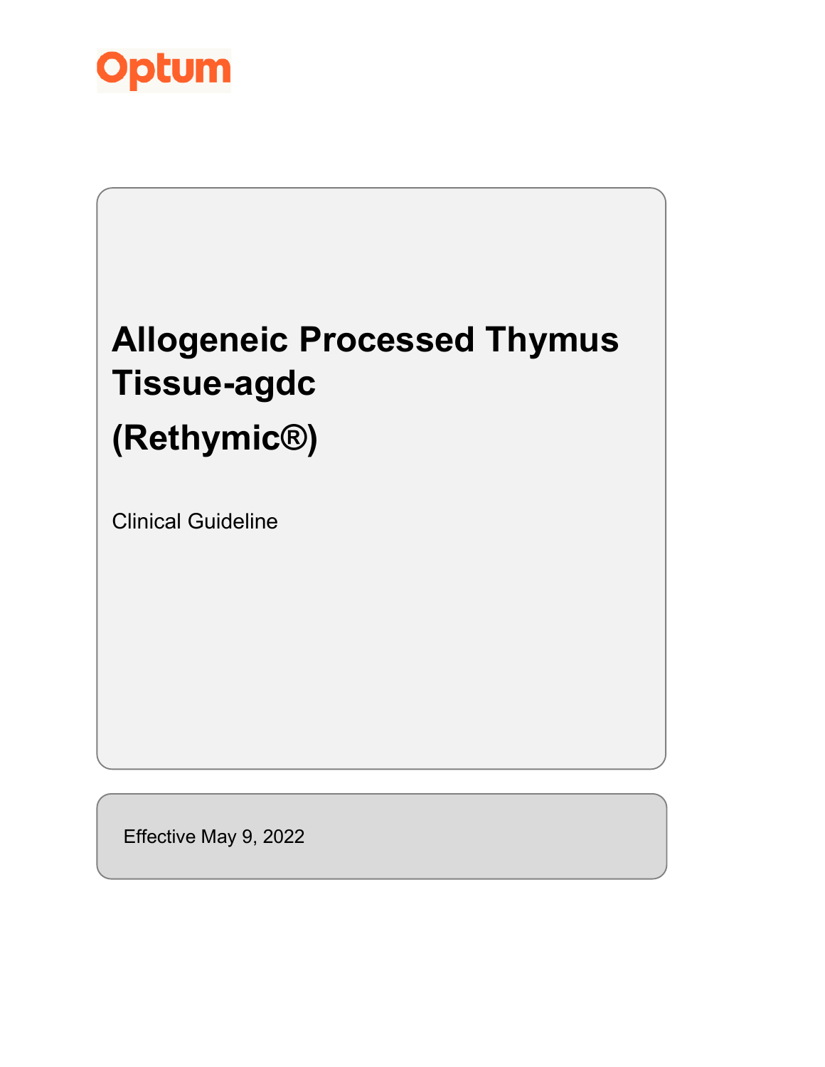Optum

# Allogeneic Processed Thymus Tissue-agdc

# (Rethymic®)

Clinical Guideline

Effective May 9, 2022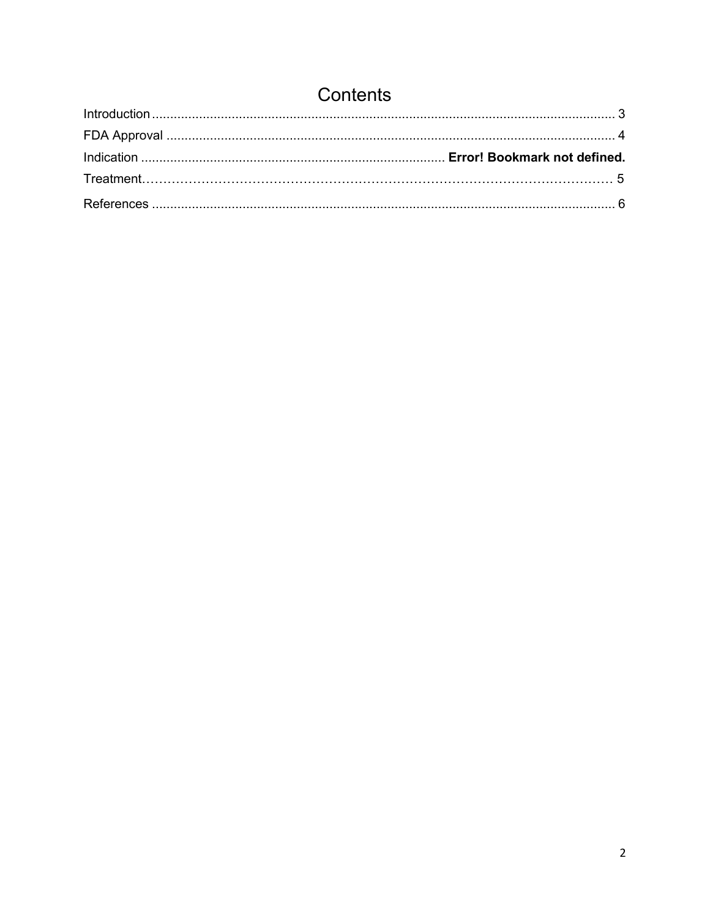# Contents

Introduction ................................................................................................................................ 3

FDA Approval ............................................................................................................................ 4

Indication .................................................................................... **Error! Bookmark not defined.**

Treatment………………………………………………………………………………………………… 5

References ................................................................................................................................ 6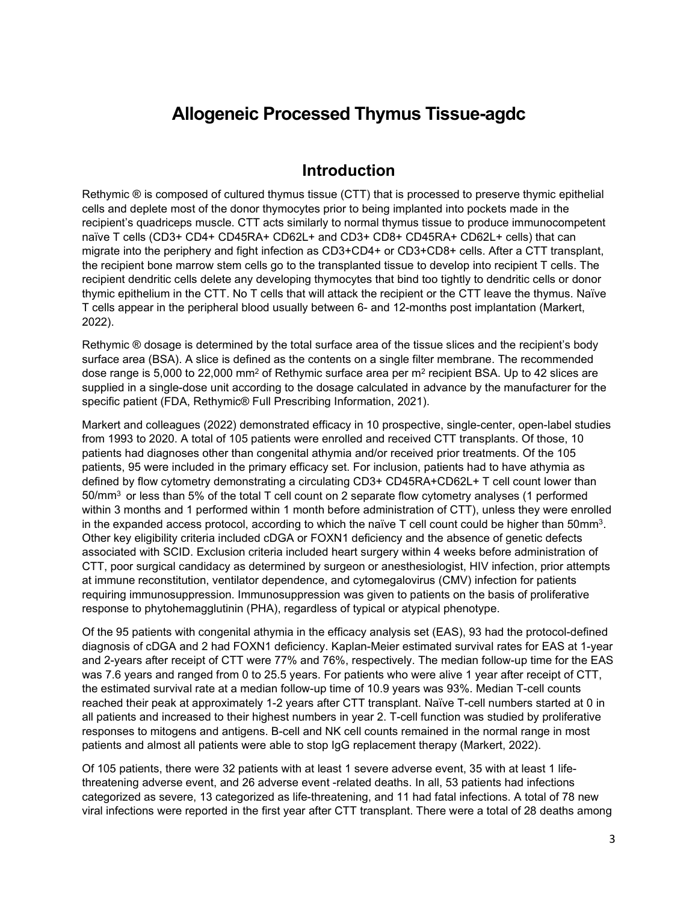# Allogeneic Processed Thymus Tissue-agdc

## Introduction

Rethymic ® is composed of cultured thymus tissue (CTT) that is processed to preserve thymic epithelial cells and deplete most of the donor thymocytes prior to being implanted into pockets made in the recipient's quadriceps muscle. CTT acts similarly to normal thymus tissue to produce immunocompetent naïve T cells (CD3+ CD4+ CD45RA+ CD62L+ and CD3+ CD8+ CD45RA+ CD62L+ cells) that can migrate into the periphery and fight infection as CD3+CD4+ or CD3+CD8+ cells. After a CTT transplant, the recipient bone marrow stem cells go to the transplanted tissue to develop into recipient T cells. The recipient dendritic cells delete any developing thymocytes that bind too tightly to dendritic cells or donor thymic epithelium in the CTT. No T cells that will attack the recipient or the CTT leave the thymus. Naïve T cells appear in the peripheral blood usually between 6- and 12-months post implantation (Markert, 2022).

Rethymic ® dosage is determined by the total surface area of the tissue slices and the recipient's body surface area (BSA). A slice is defined as the contents on a single filter membrane. The recommended dose range is 5,000 to 22,000 $mm^2$ of Rethymic surface area per $m^2$ recipient BSA. Up to 42 slices are supplied in a single-dose unit according to the dosage calculated in advance by the manufacturer for the specific patient (FDA, Rethymic® Full Prescribing Information, 2021).

Markert and colleagues (2022) demonstrated efficacy in 10 prospective, single-center, open-label studies from 1993 to 2020. A total of 105 patients were enrolled and received CTT transplants. Of those, 10 patients had diagnoses other than congenital athymia and/or received prior treatments. Of the 105 patients, 95 were included in the primary efficacy set. For inclusion, patients had to have athymia as defined by flow cytometry demonstrating a circulating CD3+ CD45RA+CD62L+ T cell count lower than 50/$mm^3$ or less than 5% of the total T cell count on 2 separate flow cytometry analyses (1 performed within 3 months and 1 performed within 1 month before administration of CTT), unless they were enrolled in the expanded access protocol, according to which the naïve T cell count could be higher than 50$mm^3$. Other key eligibility criteria included cDGA or FOXN1 deficiency and the absence of genetic defects associated with SCID. Exclusion criteria included heart surgery within 4 weeks before administration of CTT, poor surgical candidacy as determined by surgeon or anesthesiologist, HIV infection, prior attempts at immune reconstitution, ventilator dependence, and cytomegalovirus (CMV) infection for patients requiring immunosuppression. Immunosuppression was given to patients on the basis of proliferative response to phytohemagglutinin (PHA), regardless of typical or atypical phenotype.

Of the 95 patients with congenital athymia in the efficacy analysis set (EAS), 93 had the protocol-defined diagnosis of cDGA and 2 had FOXN1 deficiency. Kaplan-Meier estimated survival rates for EAS at 1-year and 2-years after receipt of CTT were 77% and 76%, respectively. The median follow-up time for the EAS was 7.6 years and ranged from 0 to 25.5 years. For patients who were alive 1 year after receipt of CTT, the estimated survival rate at a median follow-up time of 10.9 years was 93%. Median T-cell counts reached their peak at approximately 1-2 years after CTT transplant. Naïve T-cell numbers started at 0 in all patients and increased to their highest numbers in year 2. T-cell function was studied by proliferative responses to mitogens and antigens. B-cell and NK cell counts remained in the normal range in most patients and almost all patients were able to stop IgG replacement therapy (Markert, 2022).

Of 105 patients, there were 32 patients with at least 1 severe adverse event, 35 with at least 1 life-threatening adverse event, and 26 adverse event -related deaths. In all, 53 patients had infections categorized as severe, 13 categorized as life-threatening, and 11 had fatal infections. A total of 78 new viral infections were reported in the first year after CTT transplant. There were a total of 28 deaths among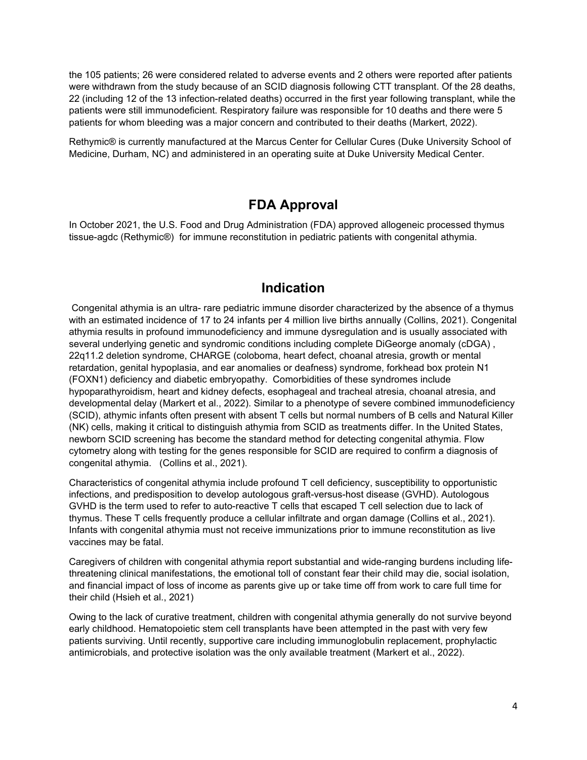the 105 patients; 26 were considered related to adverse events and 2 others were reported after patients were withdrawn from the study because of an SCID diagnosis following CTT transplant. Of the 28 deaths, 22 (including 12 of the 13 infection-related deaths) occurred in the first year following transplant, while the patients were still immunodeficient. Respiratory failure was responsible for 10 deaths and there were 5 patients for whom bleeding was a major concern and contributed to their deaths (Markert, 2022).

Rethymic® is currently manufactured at the Marcus Center for Cellular Cures (Duke University School of Medicine, Durham, NC) and administered in an operating suite at Duke University Medical Center.

## FDA Approval

In October 2021, the U.S. Food and Drug Administration (FDA) approved allogeneic processed thymus tissue-agdc (Rethymic®) for immune reconstitution in pediatric patients with congenital athymia.

## Indication

Congenital athymia is an ultra- rare pediatric immune disorder characterized by the absence of a thymus with an estimated incidence of 17 to 24 infants per 4 million live births annually (Collins, 2021). Congenital athymia results in profound immunodeficiency and immune dysregulation and is usually associated with several underlying genetic and syndromic conditions including complete DiGeorge anomaly (cDGA) , 22q11.2 deletion syndrome, CHARGE (coloboma, heart defect, choanal atresia, growth or mental retardation, genital hypoplasia, and ear anomalies or deafness) syndrome, forkhead box protein N1 (FOXN1) deficiency and diabetic embryopathy. Comorbidities of these syndromes include hypoparathyroidism, heart and kidney defects, esophageal and tracheal atresia, choanal atresia, and developmental delay (Markert et al., 2022). Similar to a phenotype of severe combined immunodeficiency (SCID), athymic infants often present with absent T cells but normal numbers of B cells and Natural Killer (NK) cells, making it critical to distinguish athymia from SCID as treatments differ. In the United States, newborn SCID screening has become the standard method for detecting congenital athymia. Flow cytometry along with testing for the genes responsible for SCID are required to confirm a diagnosis of congenital athymia. (Collins et al., 2021).

Characteristics of congenital athymia include profound T cell deficiency, susceptibility to opportunistic infections, and predisposition to develop autologous graft-versus-host disease (GVHD). Autologous GVHD is the term used to refer to auto-reactive T cells that escaped T cell selection due to lack of thymus. These T cells frequently produce a cellular infiltrate and organ damage (Collins et al., 2021). Infants with congenital athymia must not receive immunizations prior to immune reconstitution as live vaccines may be fatal.

Caregivers of children with congenital athymia report substantial and wide-ranging burdens including life-threatening clinical manifestations, the emotional toll of constant fear their child may die, social isolation, and financial impact of loss of income as parents give up or take time off from work to care full time for their child (Hsieh et al., 2021)

Owing to the lack of curative treatment, children with congenital athymia generally do not survive beyond early childhood. Hematopoietic stem cell transplants have been attempted in the past with very few patients surviving. Until recently, supportive care including immunoglobulin replacement, prophylactic antimicrobials, and protective isolation was the only available treatment (Markert et al., 2022).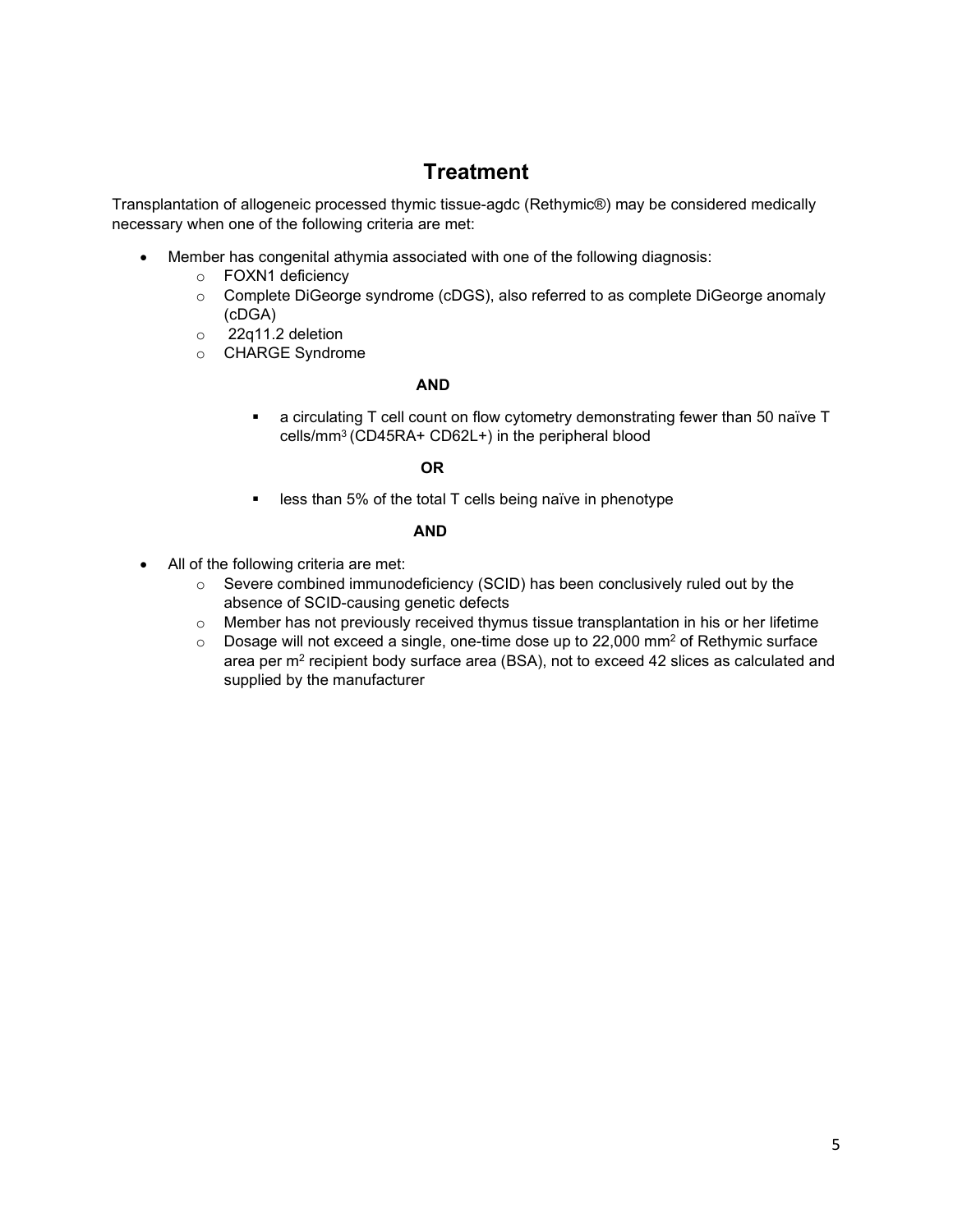## Treatment

Transplantation of allogeneic processed thymic tissue-agdc (Rethymic®) may be considered medically necessary when one of the following criteria are met:

- Member has congenital athymia associated with one of the following diagnosis:
  - FOXN1 deficiency
  - Complete DiGeorge syndrome (cDGS), also referred to as complete DiGeorge anomaly (cDGA)
  - 22q11.2 deletion
  - CHARGE Syndrome

  **AND**

    - a circulating T cell count on flow cytometry demonstrating fewer than 50 naïve T cells/$mm^3$ (CD45RA+ CD62L+) in the peripheral blood

  **OR**

    - less than 5% of the total T cells being naïve in phenotype

  **AND**

- All of the following criteria are met:
  - Severe combined immunodeficiency (SCID) has been conclusively ruled out by the absence of SCID-causing genetic defects
  - Member has not previously received thymus tissue transplantation in his or her lifetime
  - Dosage will not exceed a single, one-time dose up to 22,000 $mm^2$ of Rethymic surface area per $m^2$ recipient body surface area (BSA), not to exceed 42 slices as calculated and supplied by the manufacturer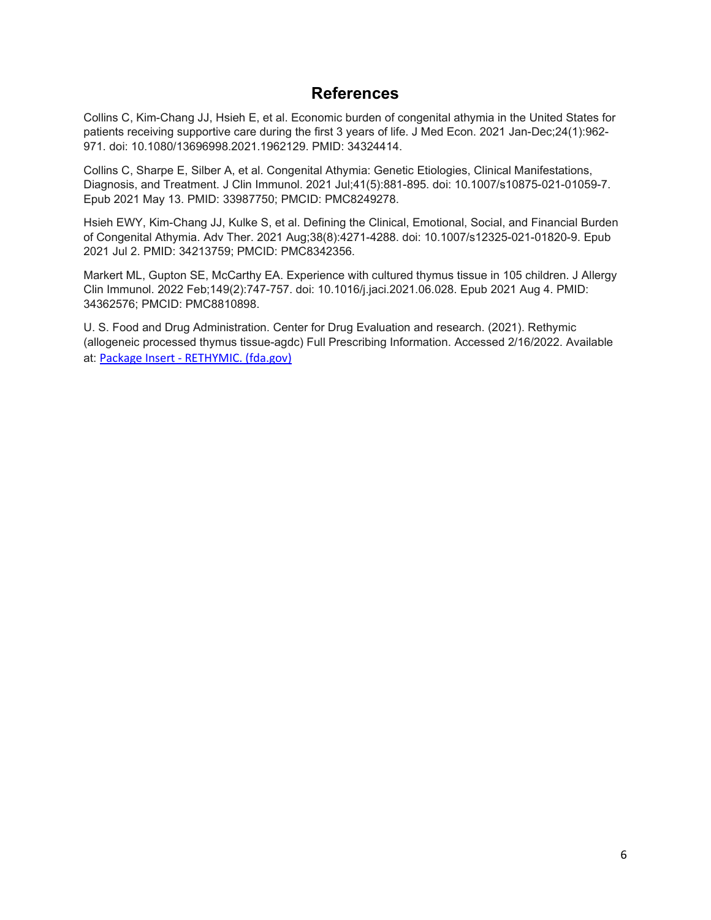## References

Collins C, Kim-Chang JJ, Hsieh E, et al. Economic burden of congenital athymia in the United States for patients receiving supportive care during the first 3 years of life. J Med Econ. 2021 Jan-Dec;24(1):962-971. doi: 10.1080/13696998.2021.1962129. PMID: 34324414.

Collins C, Sharpe E, Silber A, et al. Congenital Athymia: Genetic Etiologies, Clinical Manifestations, Diagnosis, and Treatment. J Clin Immunol. 2021 Jul;41(5):881-895. doi: 10.1007/s10875-021-01059-7. Epub 2021 May 13. PMID: 33987750; PMCID: PMC8249278.

Hsieh EWY, Kim-Chang JJ, Kulke S, et al. Defining the Clinical, Emotional, Social, and Financial Burden of Congenital Athymia. Adv Ther. 2021 Aug;38(8):4271-4288. doi: 10.1007/s12325-021-01820-9. Epub 2021 Jul 2. PMID: 34213759; PMCID: PMC8342356.

Markert ML, Gupton SE, McCarthy EA. Experience with cultured thymus tissue in 105 children. J Allergy Clin Immunol. 2022 Feb;149(2):747-757. doi: 10.1016/j.jaci.2021.06.028. Epub 2021 Aug 4. PMID: 34362576; PMCID: PMC8810898.

U. S. Food and Drug Administration. Center for Drug Evaluation and research. (2021). Rethymic (allogeneic processed thymus tissue-agdc) Full Prescribing Information. Accessed 2/16/2022. Available at: Package Insert - RETHYMIC. (fda.gov)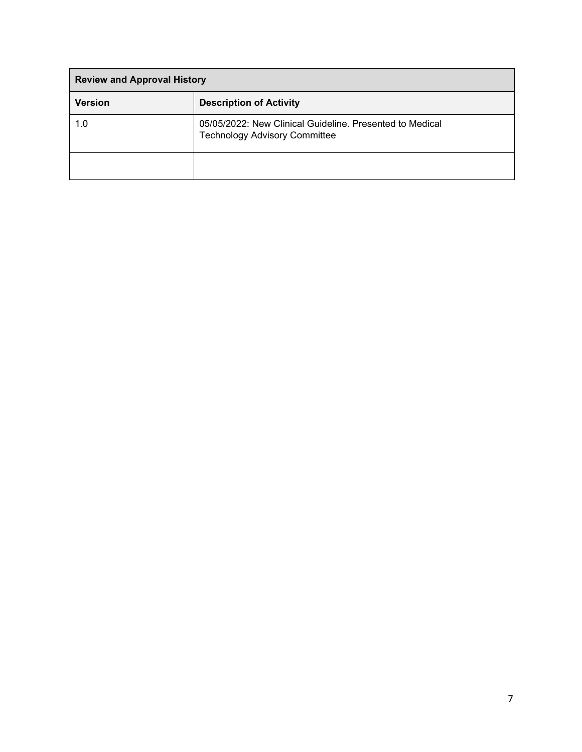| Review and Approval History | |
|---|---|
| **Version** | **Description of Activity** |
| 1.0 | 05/05/2022: New Clinical Guideline. Presented to Medical Technology Advisory Committee |
| | |